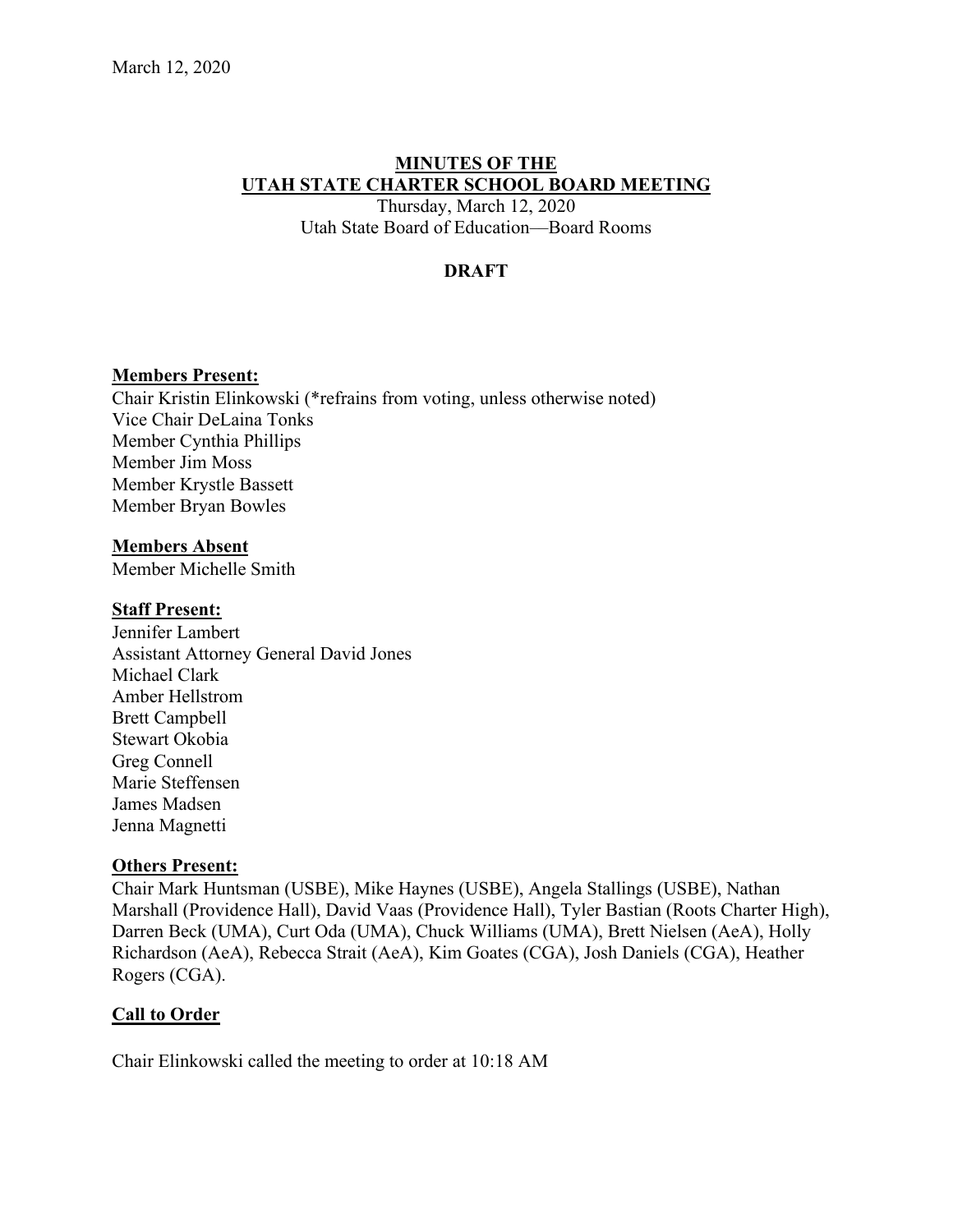March 12, 2020

# MINUTES OF THE UTAH STATE CHARTER SCHOOL BOARD MEETING

Thursday, March 12, 2020
Utah State Board of Education—Board Rooms

**DRAFT**

**Members Present:**

Chair Kristin Elinkowski (*refrains from voting, unless otherwise noted)
Vice Chair DeLaina Tonks
Member Cynthia Phillips
Member Jim Moss
Member Krystle Bassett
Member Bryan Bowles

**Members Absent**

Member Michelle Smith

**Staff Present:**

Jennifer Lambert
Assistant Attorney General David Jones
Michael Clark
Amber Hellstrom
Brett Campbell
Stewart Okobia
Greg Connell
Marie Steffensen
James Madsen
Jenna Magnetti

**Others Present:**

Chair Mark Huntsman (USBE), Mike Haynes (USBE), Angela Stallings (USBE), Nathan Marshall (Providence Hall), David Vaas (Providence Hall), Tyler Bastian (Roots Charter High), Darren Beck (UMA), Curt Oda (UMA), Chuck Williams (UMA), Brett Nielsen (AeA), Holly Richardson (AeA), Rebecca Strait (AeA), Kim Goates (CGA), Josh Daniels (CGA), Heather Rogers (CGA).

**Call to Order**

Chair Elinkowski called the meeting to order at 10:18 AM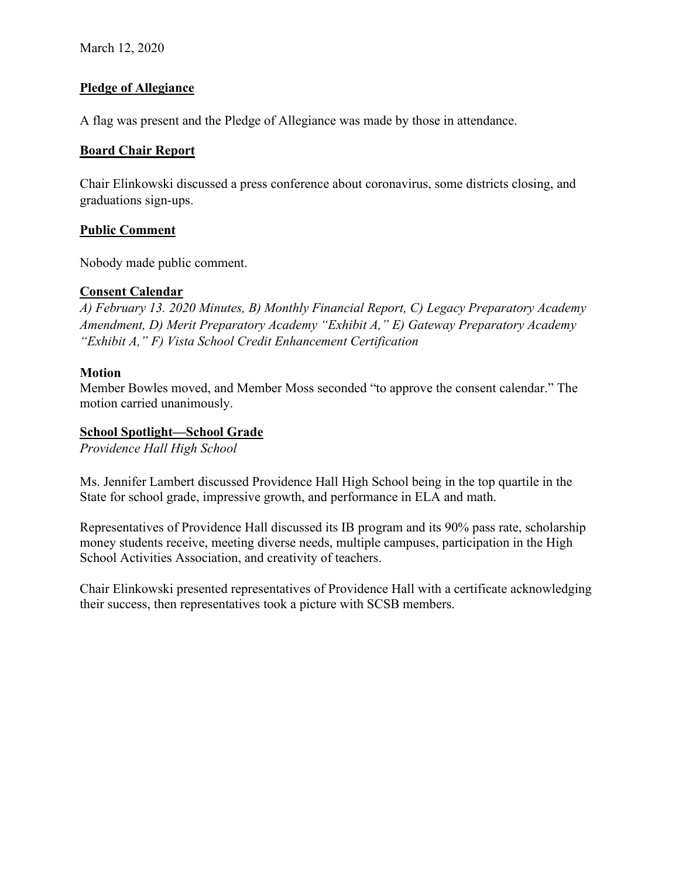March 12, 2020

**Pledge of Allegiance**

A flag was present and the Pledge of Allegiance was made by those in attendance.

**Board Chair Report**

Chair Elinkowski discussed a press conference about coronavirus, some districts closing, and graduations sign-ups.

**Public Comment**

Nobody made public comment.

**Consent Calendar**

*A) February 13. 2020 Minutes, B) Monthly Financial Report, C) Legacy Preparatory Academy Amendment, D) Merit Preparatory Academy "Exhibit A," E) Gateway Preparatory Academy "Exhibit A," F) Vista School Credit Enhancement Certification*

**Motion**

Member Bowles moved, and Member Moss seconded "to approve the consent calendar." The motion carried unanimously.

**School Spotlight—School Grade**

*Providence Hall High School*

Ms. Jennifer Lambert discussed Providence Hall High School being in the top quartile in the State for school grade, impressive growth, and performance in ELA and math.

Representatives of Providence Hall discussed its IB program and its 90% pass rate, scholarship money students receive, meeting diverse needs, multiple campuses, participation in the High School Activities Association, and creativity of teachers.

Chair Elinkowski presented representatives of Providence Hall with a certificate acknowledging their success, then representatives took a picture with SCSB members.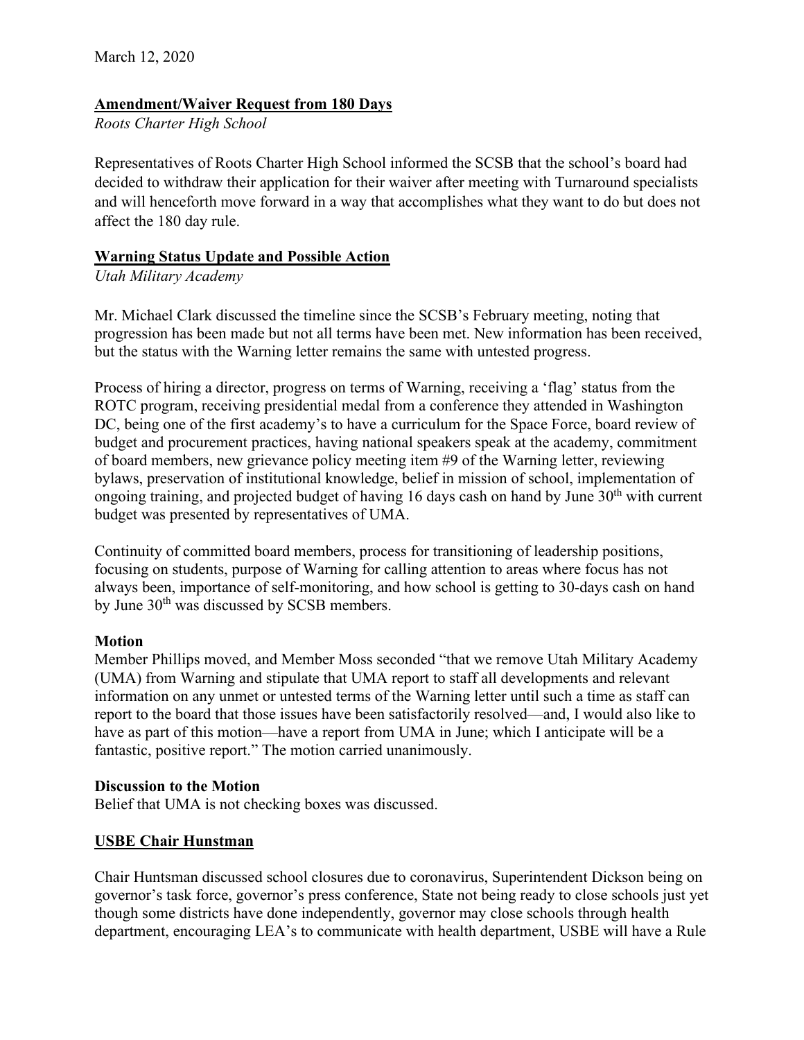March 12, 2020

**Amendment/Waiver Request from 180 Days**

*Roots Charter High School*

Representatives of Roots Charter High School informed the SCSB that the school's board had decided to withdraw their application for their waiver after meeting with Turnaround specialists and will henceforth move forward in a way that accomplishes what they want to do but does not affect the 180 day rule.

**Warning Status Update and Possible Action**

*Utah Military Academy*

Mr. Michael Clark discussed the timeline since the SCSB's February meeting, noting that progression has been made but not all terms have been met. New information has been received, but the status with the Warning letter remains the same with untested progress.

Process of hiring a director, progress on terms of Warning, receiving a 'flag' status from the ROTC program, receiving presidential medal from a conference they attended in Washington DC, being one of the first academy's to have a curriculum for the Space Force, board review of budget and procurement practices, having national speakers speak at the academy, commitment of board members, new grievance policy meeting item #9 of the Warning letter, reviewing bylaws, preservation of institutional knowledge, belief in mission of school, implementation of ongoing training, and projected budget of having 16 days cash on hand by June 30th with current budget was presented by representatives of UMA.

Continuity of committed board members, process for transitioning of leadership positions, focusing on students, purpose of Warning for calling attention to areas where focus has not always been, importance of self-monitoring, and how school is getting to 30-days cash on hand by June 30th was discussed by SCSB members.

**Motion**

Member Phillips moved, and Member Moss seconded "that we remove Utah Military Academy (UMA) from Warning and stipulate that UMA report to staff all developments and relevant information on any unmet or untested terms of the Warning letter until such a time as staff can report to the board that those issues have been satisfactorily resolved—and, I would also like to have as part of this motion—have a report from UMA in June; which I anticipate will be a fantastic, positive report." The motion carried unanimously.

**Discussion to the Motion**

Belief that UMA is not checking boxes was discussed.

**USBE Chair Hunstman**

Chair Huntsman discussed school closures due to coronavirus, Superintendent Dickson being on governor's task force, governor's press conference, State not being ready to close schools just yet though some districts have done independently, governor may close schools through health department, encouraging LEA's to communicate with health department, USBE will have a Rule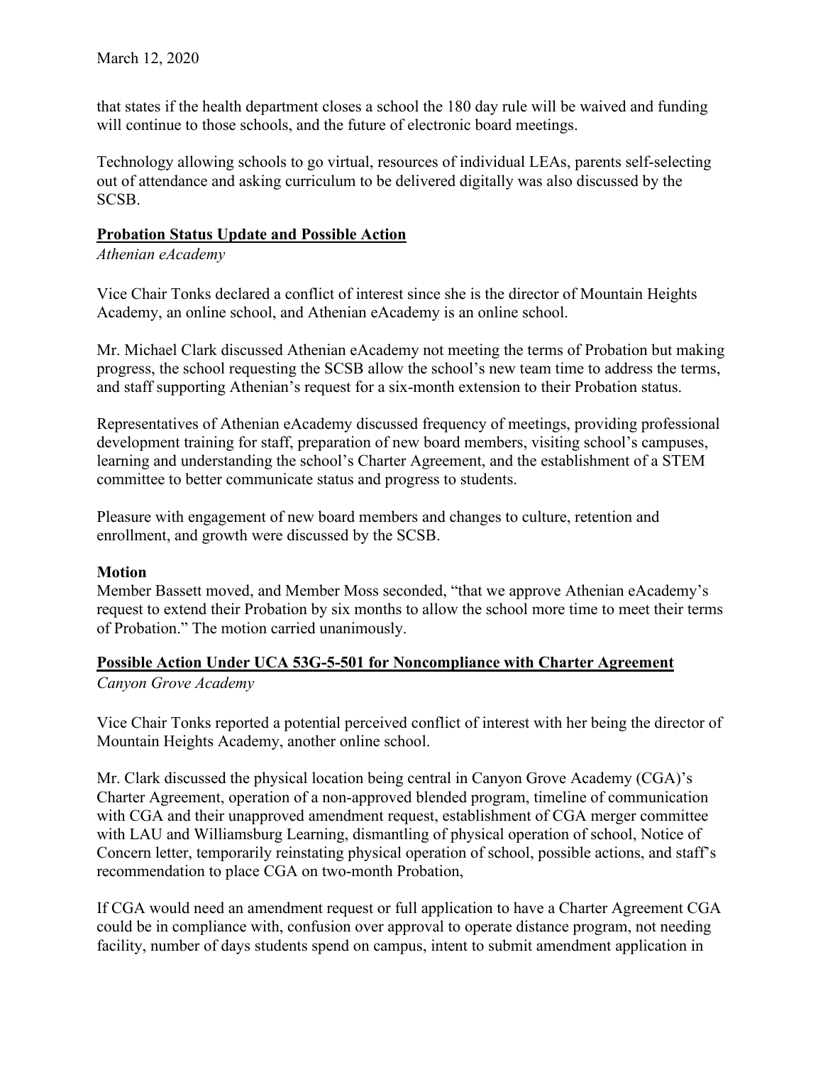that states if the health department closes a school the 180 day rule will be waived and funding will continue to those schools, and the future of electronic board meetings.

Technology allowing schools to go virtual, resources of individual LEAs, parents self-selecting out of attendance and asking curriculum to be delivered digitally was also discussed by the SCSB.

## Probation Status Update and Possible Action

*Athenian eAcademy*

Vice Chair Tonks declared a conflict of interest since she is the director of Mountain Heights Academy, an online school, and Athenian eAcademy is an online school.

Mr. Michael Clark discussed Athenian eAcademy not meeting the terms of Probation but making progress, the school requesting the SCSB allow the school's new team time to address the terms, and staff supporting Athenian's request for a six-month extension to their Probation status.

Representatives of Athenian eAcademy discussed frequency of meetings, providing professional development training for staff, preparation of new board members, visiting school's campuses, learning and understanding the school's Charter Agreement, and the establishment of a STEM committee to better communicate status and progress to students.

Pleasure with engagement of new board members and changes to culture, retention and enrollment, and growth were discussed by the SCSB.

**Motion**

Member Bassett moved, and Member Moss seconded, "that we approve Athenian eAcademy's request to extend their Probation by six months to allow the school more time to meet their terms of Probation." The motion carried unanimously.

## Possible Action Under UCA 53G-5-501 for Noncompliance with Charter Agreement

*Canyon Grove Academy*

Vice Chair Tonks reported a potential perceived conflict of interest with her being the director of Mountain Heights Academy, another online school.

Mr. Clark discussed the physical location being central in Canyon Grove Academy (CGA)'s Charter Agreement, operation of a non-approved blended program, timeline of communication with CGA and their unapproved amendment request, establishment of CGA merger committee with LAU and Williamsburg Learning, dismantling of physical operation of school, Notice of Concern letter, temporarily reinstating physical operation of school, possible actions, and staff's recommendation to place CGA on two-month Probation,

If CGA would need an amendment request or full application to have a Charter Agreement CGA could be in compliance with, confusion over approval to operate distance program, not needing facility, number of days students spend on campus, intent to submit amendment application in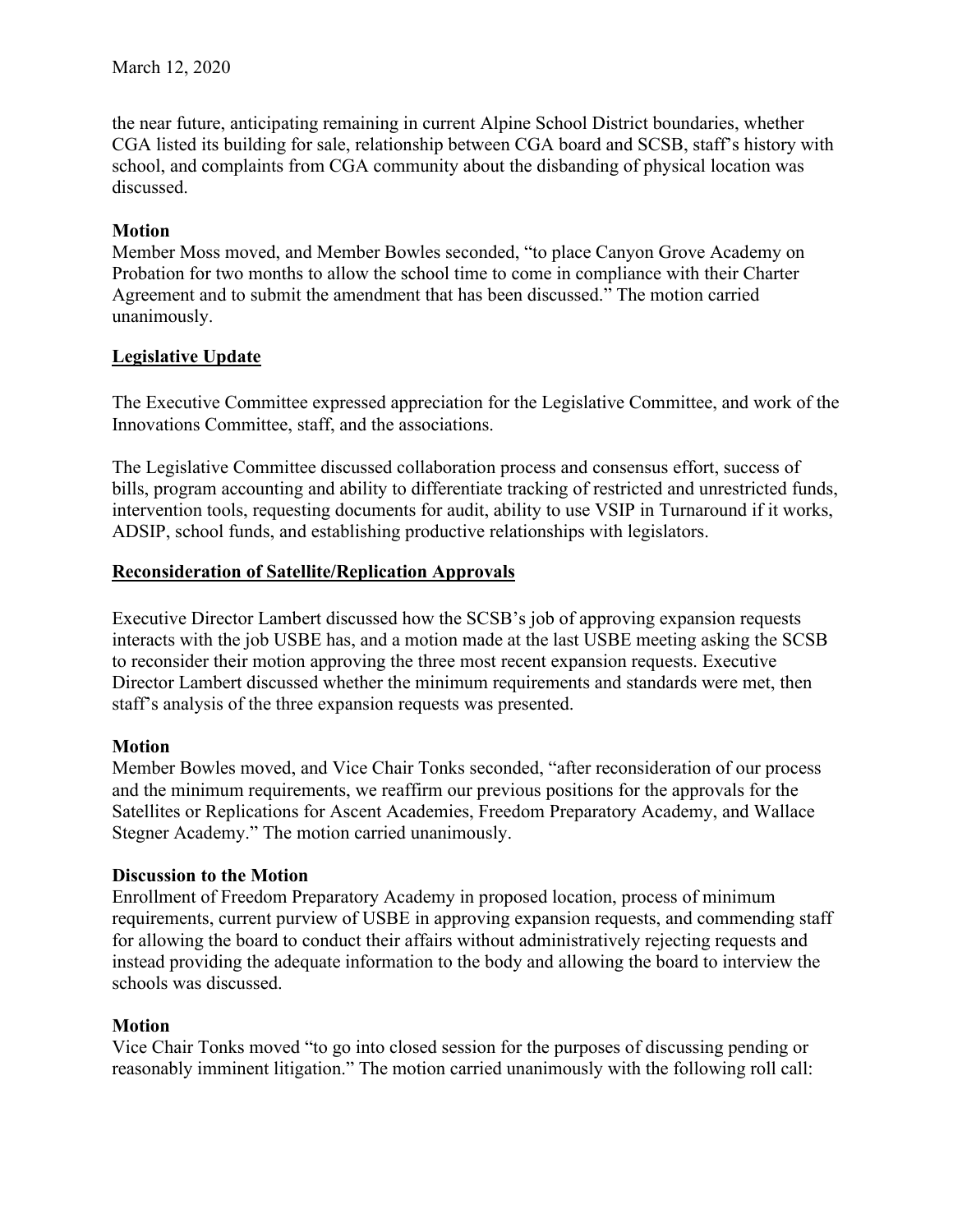the near future, anticipating remaining in current Alpine School District boundaries, whether CGA listed its building for sale, relationship between CGA board and SCSB, staff's history with school, and complaints from CGA community about the disbanding of physical location was discussed.

**Motion**

Member Moss moved, and Member Bowles seconded, "to place Canyon Grove Academy on Probation for two months to allow the school time to come in compliance with their Charter Agreement and to submit the amendment that has been discussed." The motion carried unanimously.

## Legislative Update

The Executive Committee expressed appreciation for the Legislative Committee, and work of the Innovations Committee, staff, and the associations.

The Legislative Committee discussed collaboration process and consensus effort, success of bills, program accounting and ability to differentiate tracking of restricted and unrestricted funds, intervention tools, requesting documents for audit, ability to use VSIP in Turnaround if it works, ADSIP, school funds, and establishing productive relationships with legislators.

## Reconsideration of Satellite/Replication Approvals

Executive Director Lambert discussed how the SCSB's job of approving expansion requests interacts with the job USBE has, and a motion made at the last USBE meeting asking the SCSB to reconsider their motion approving the three most recent expansion requests. Executive Director Lambert discussed whether the minimum requirements and standards were met, then staff's analysis of the three expansion requests was presented.

**Motion**

Member Bowles moved, and Vice Chair Tonks seconded, "after reconsideration of our process and the minimum requirements, we reaffirm our previous positions for the approvals for the Satellites or Replications for Ascent Academies, Freedom Preparatory Academy, and Wallace Stegner Academy." The motion carried unanimously.

**Discussion to the Motion**

Enrollment of Freedom Preparatory Academy in proposed location, process of minimum requirements, current purview of USBE in approving expansion requests, and commending staff for allowing the board to conduct their affairs without administratively rejecting requests and instead providing the adequate information to the body and allowing the board to interview the schools was discussed.

**Motion**

Vice Chair Tonks moved "to go into closed session for the purposes of discussing pending or reasonably imminent litigation." The motion carried unanimously with the following roll call: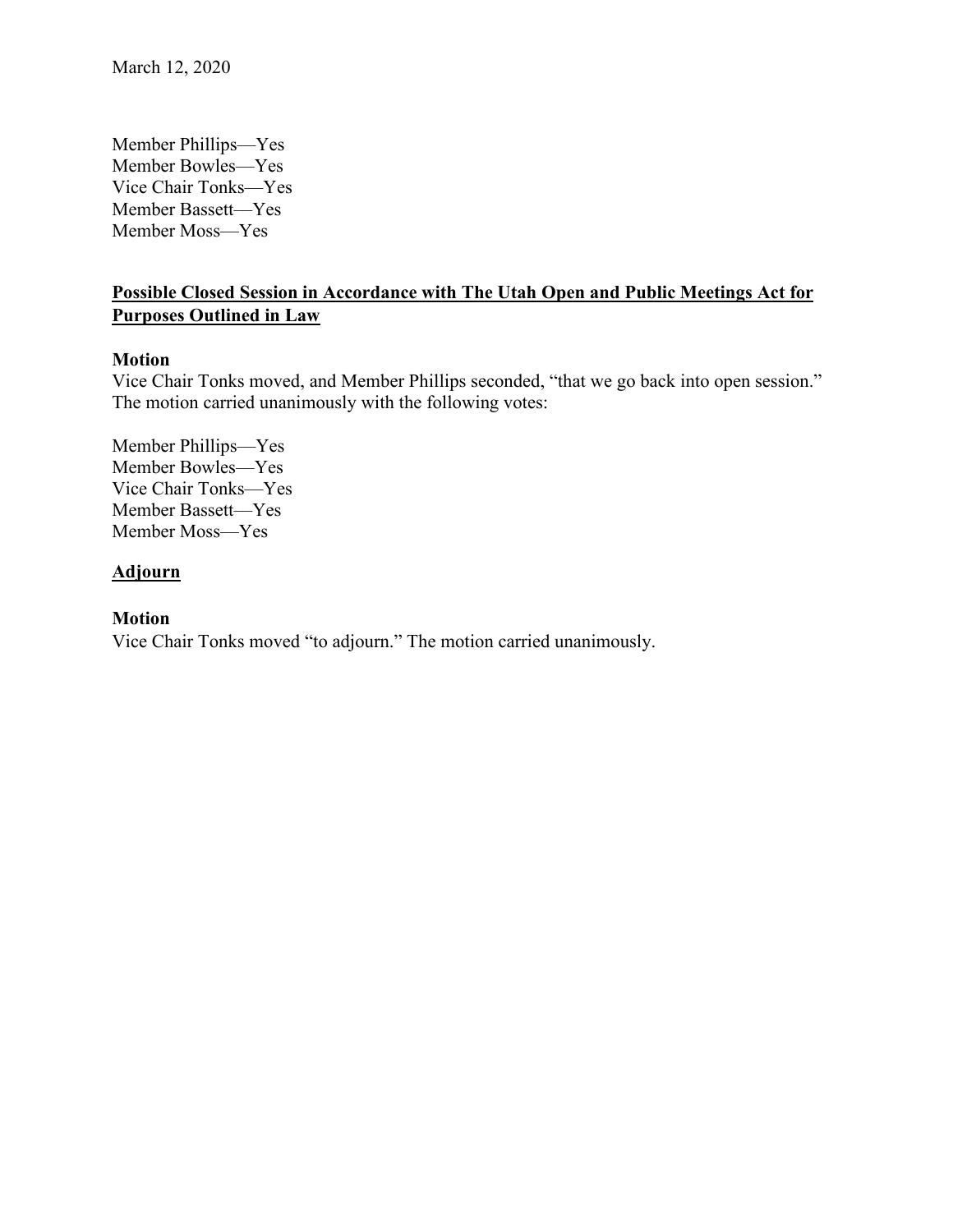Member Phillips—Yes  
Member Bowles—Yes  
Vice Chair Tonks—Yes  
Member Bassett—Yes  
Member Moss—Yes

## **Possible Closed Session in Accordance with The Utah Open and Public Meetings Act for Purposes Outlined in Law**

**Motion**  
Vice Chair Tonks moved, and Member Phillips seconded, "that we go back into open session." The motion carried unanimously with the following votes:

Member Phillips—Yes  
Member Bowles—Yes  
Vice Chair Tonks—Yes  
Member Bassett—Yes  
Member Moss—Yes

## **Adjourn**

**Motion**  
Vice Chair Tonks moved "to adjourn." The motion carried unanimously.